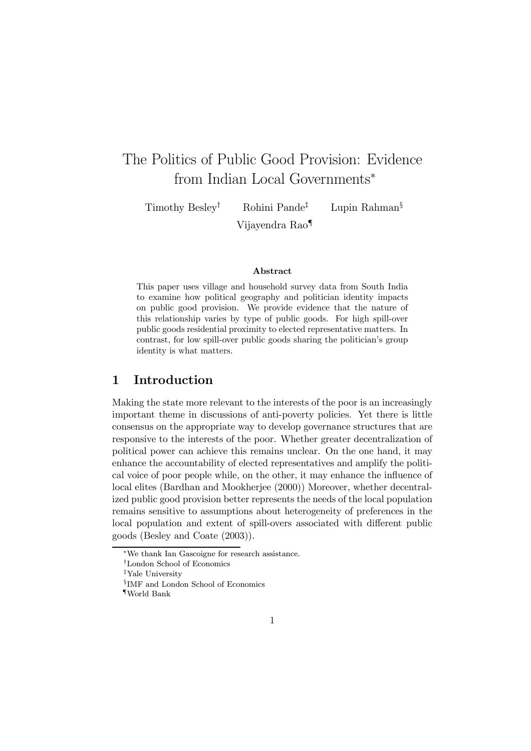# The Politics of Public Good Provision: Evidence from Indian Local Governments*

Timothy Besley[†] Rohini Pande[‡] Lupin Rahman[§] Vijayendra Rao[¶]

**Abstract**

This paper uses village and household survey data from South India to examine how political geography and politician identity impacts on public good provision. We provide evidence that the nature of this relationship varies by type of public goods. For high spill-over public goods residential proximity to elected representative matters. In contrast, for low spill-over public goods sharing the politician's group identity is what matters.

## 1 Introduction

Making the state more relevant to the interests of the poor is an increasingly important theme in discussions of anti-poverty policies. Yet there is little consensus on the appropriate way to develop governance structures that are responsive to the interests of the poor. Whether greater decentralization of political power can achieve this remains unclear. On the one hand, it may enhance the accountability of elected representatives and amplify the political voice of poor people while, on the other, it may enhance the influence of local elites (Bardhan and Mookherjee (2000)) Moreover, whether decentralized public good provision better represents the needs of the local population remains sensitive to assumptions about heterogeneity of preferences in the local population and extent of spill-overs associated with different public goods (Besley and Coate (2003)).

---

*We thank Ian Gascoigne for research assistance.

[†]London School of Economics

[‡]Yale University

[§]IMF and London School of Economics

[¶]World Bank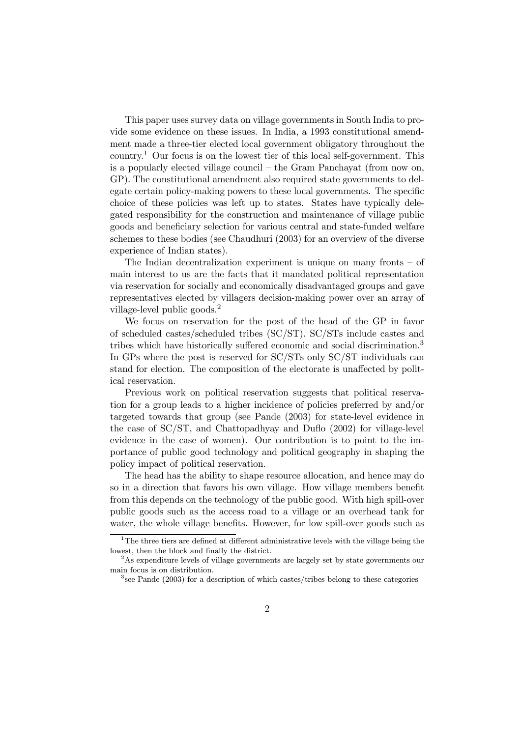This paper uses survey data on village governments in South India to provide some evidence on these issues. In India, a 1993 constitutional amendment made a three-tier elected local government obligatory throughout the country.[1] Our focus is on the lowest tier of this local self-government. This is a popularly elected village council – the Gram Panchayat (from now on, GP). The constitutional amendment also required state governments to delegate certain policy-making powers to these local governments. The specific choice of these policies was left up to states. States have typically delegated responsibility for the construction and maintenance of village public goods and beneficiary selection for various central and state-funded welfare schemes to these bodies (see Chaudhuri (2003) for an overview of the diverse experience of Indian states).

The Indian decentralization experiment is unique on many fronts – of main interest to us are the facts that it mandated political representation via reservation for socially and economically disadvantaged groups and gave representatives elected by villagers decision-making power over an array of village-level public goods.[2]

We focus on reservation for the post of the head of the GP in favor of scheduled castes/scheduled tribes (SC/ST). SC/STs include castes and tribes which have historically suffered economic and social discrimination.[3] In GPs where the post is reserved for SC/STs only SC/ST individuals can stand for election. The composition of the electorate is unaffected by political reservation.

Previous work on political reservation suggests that political reservation for a group leads to a higher incidence of policies preferred by and/or targeted towards that group (see Pande (2003) for state-level evidence in the case of SC/ST, and Chattopadhyay and Duflo (2002) for village-level evidence in the case of women). Our contribution is to point to the importance of public good technology and political geography in shaping the policy impact of political reservation.

The head has the ability to shape resource allocation, and hence may do so in a direction that favors his own village. How village members benefit from this depends on the technology of the public good. With high spill-over public goods such as the access road to a village or an overhead tank for water, the whole village benefits. However, for low spill-over goods such as

[1] The three tiers are defined at different administrative levels with the village being the lowest, then the block and finally the district.

[2] As expenditure levels of village governments are largely set by state governments our main focus is on distribution.

[3] see Pande (2003) for a description of which castes/tribes belong to these categories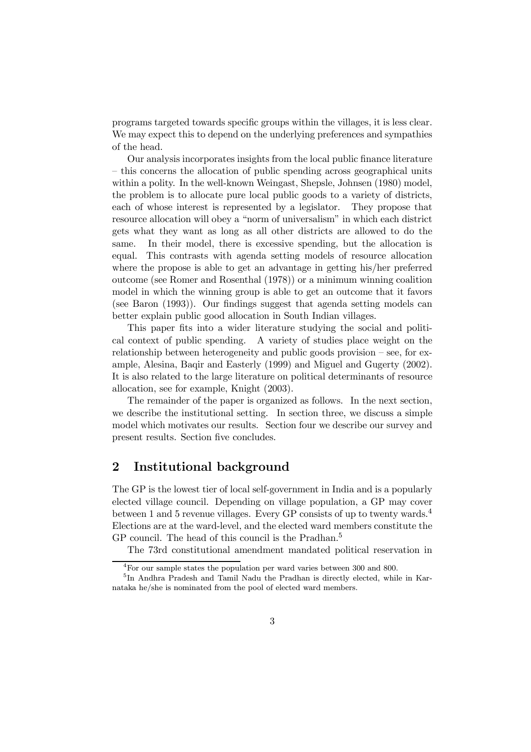programs targeted towards specific groups within the villages, it is less clear. We may expect this to depend on the underlying preferences and sympathies of the head.

Our analysis incorporates insights from the local public finance literature – this concerns the allocation of public spending across geographical units within a polity. In the well-known Weingast, Shepsle, Johnsen (1980) model, the problem is to allocate pure local public goods to a variety of districts, each of whose interest is represented by a legislator. They propose that resource allocation will obey a "norm of universalism" in which each district gets what they want as long as all other districts are allowed to do the same. In their model, there is excessive spending, but the allocation is equal. This contrasts with agenda setting models of resource allocation where the propose is able to get an advantage in getting his/her preferred outcome (see Romer and Rosenthal (1978)) or a minimum winning coalition model in which the winning group is able to get an outcome that it favors (see Baron (1993)). Our findings suggest that agenda setting models can better explain public good allocation in South Indian villages.

This paper fits into a wider literature studying the social and political context of public spending. A variety of studies place weight on the relationship between heterogeneity and public goods provision – see, for example, Alesina, Baqir and Easterly (1999) and Miguel and Gugerty (2002). It is also related to the large literature on political determinants of resource allocation, see for example, Knight (2003).

The remainder of the paper is organized as follows. In the next section, we describe the institutional setting. In section three, we discuss a simple model which motivates our results. Section four we describe our survey and present results. Section five concludes.

## 2 Institutional background

The GP is the lowest tier of local self-government in India and is a popularly elected village council. Depending on village population, a GP may cover between 1 and 5 revenue villages. Every GP consists of up to twenty wards.[4] Elections are at the ward-level, and the elected ward members constitute the GP council. The head of this council is the Pradhan.[5]

The 73rd constitutional amendment mandated political reservation in

[4] For our sample states the population per ward varies between 300 and 800.

[5] In Andhra Pradesh and Tamil Nadu the Pradhan is directly elected, while in Karnataka he/she is nominated from the pool of elected ward members.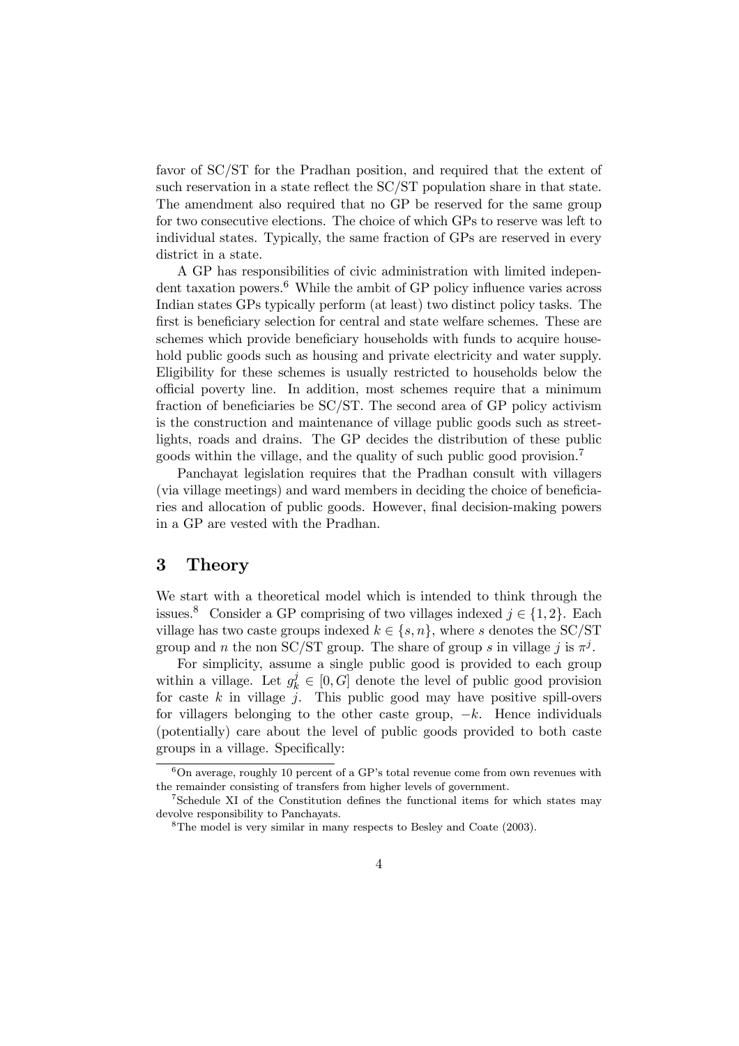favor of SC/ST for the Pradhan position, and required that the extent of such reservation in a state reflect the SC/ST population share in that state. The amendment also required that no GP be reserved for the same group for two consecutive elections. The choice of which GPs to reserve was left to individual states. Typically, the same fraction of GPs are reserved in every district in a state.

A GP has responsibilities of civic administration with limited independent taxation powers.[6] While the ambit of GP policy influence varies across Indian states GPs typically perform (at least) two distinct policy tasks. The first is beneficiary selection for central and state welfare schemes. These are schemes which provide beneficiary households with funds to acquire household public goods such as housing and private electricity and water supply. Eligibility for these schemes is usually restricted to households below the official poverty line. In addition, most schemes require that a minimum fraction of beneficiaries be SC/ST. The second area of GP policy activism is the construction and maintenance of village public goods such as streetlights, roads and drains. The GP decides the distribution of these public goods within the village, and the quality of such public good provision.[7]

Panchayat legislation requires that the Pradhan consult with villagers (via village meetings) and ward members in deciding the choice of beneficiaries and allocation of public goods. However, final decision-making powers in a GP are vested with the Pradhan.

# 3 Theory

We start with a theoretical model which is intended to think through the issues.[8] Consider a GP comprising of two villages indexed $j \in \{1, 2\}$. Each village has two caste groups indexed $k \in \{s, n\}$, where $s$ denotes the SC/ST group and $n$ the non SC/ST group. The share of group $s$ in village $j$ is $\pi^j$.

For simplicity, assume a single public good is provided to each group within a village. Let $g_k^j \in [0, G]$ denote the level of public good provision for caste $k$ in village $j$. This public good may have positive spill-overs for villagers belonging to the other caste group, $-k$. Hence individuals (potentially) care about the level of public goods provided to both caste groups in a village. Specifically:

[6] On average, roughly 10 percent of a GP's total revenue come from own revenues with the remainder consisting of transfers from higher levels of government.

[7] Schedule XI of the Constitution defines the functional items for which states may devolve responsibility to Panchayats.

[8] The model is very similar in many respects to Besley and Coate (2003).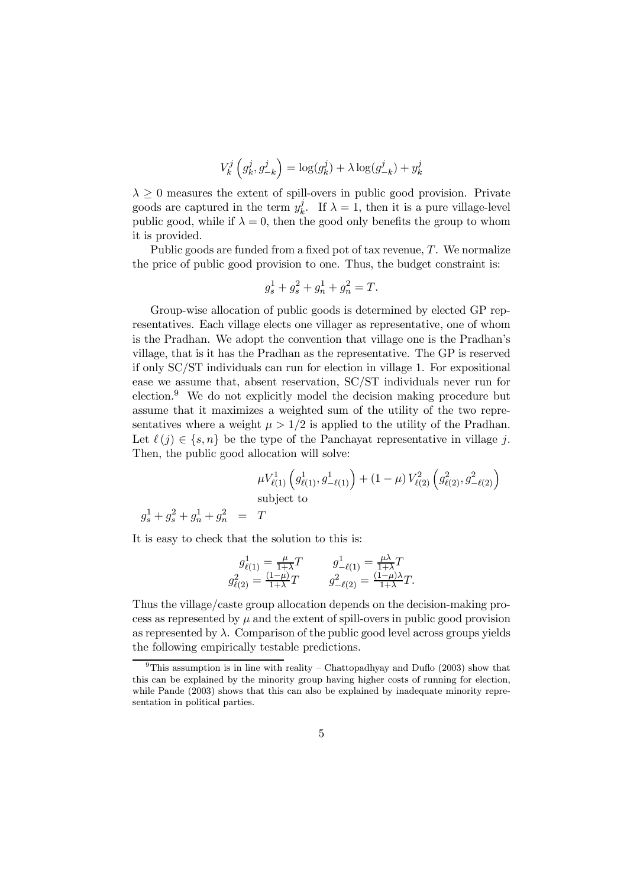$$V_k^j\left(g_k^j, g_{-k}^j\right) = \log(g_k^j) + \lambda \log(g_{-k}^j) + y_k^j$$

$\lambda \geq 0$ measures the extent of spill-overs in public good provision. Private goods are captured in the term $y_k^j$. If $\lambda = 1$, then it is a pure village-level public good, while if $\lambda = 0$, then the good only benefits the group to whom it is provided.

Public goods are funded from a fixed pot of tax revenue, $T$. We normalize the price of public good provision to one. Thus, the budget constraint is:

$$g_s^1 + g_s^2 + g_n^1 + g_n^2 = T.$$

Group-wise allocation of public goods is determined by elected GP representatives. Each village elects one villager as representative, one of whom is the Pradhan. We adopt the convention that village one is the Pradhan's village, that is it has the Pradhan as the representative. The GP is reserved if only SC/ST individuals can run for election in village 1. For expositional ease we assume that, absent reservation, SC/ST individuals never run for election.[9] We do not explicitly model the decision making procedure but assume that it maximizes a weighted sum of the utility of the two representatives where a weight $\mu > 1/2$ is applied to the utility of the Pradhan. Let $\ell(j) \in \{s, n\}$ be the type of the Panchayat representative in village $j$. Then, the public good allocation will solve:

$$\mu V_{\ell(1)}^1\left(g_{\ell(1)}^1, g_{-\ell(1)}^1\right) + (1-\mu) V_{\ell(2)}^2\left(g_{\ell(2)}^2, g_{-\ell(2)}^2\right)$$

subject to

$$g_s^1 + g_s^2 + g_n^1 + g_n^2 = T$$

It is easy to check that the solution to this is:

$$g_{\ell(1)}^1 = \frac{\mu}{1+\lambda}T \qquad g_{-\ell(1)}^1 = \frac{\mu\lambda}{1+\lambda}T$$
$$g_{\ell(2)}^2 = \frac{(1-\mu)}{1+\lambda}T \qquad g_{-\ell(2)}^2 = \frac{(1-\mu)\lambda}{1+\lambda}T.$$

Thus the village/caste group allocation depends on the decision-making process as represented by $\mu$ and the extent of spill-overs in public good provision as represented by $\lambda$. Comparison of the public good level across groups yields the following empirically testable predictions.

[9] This assumption is in line with reality – Chattopadhyay and Duflo (2003) show that this can be explained by the minority group having higher costs of running for election, while Pande (2003) shows that this can also be explained by inadequate minority representation in political parties.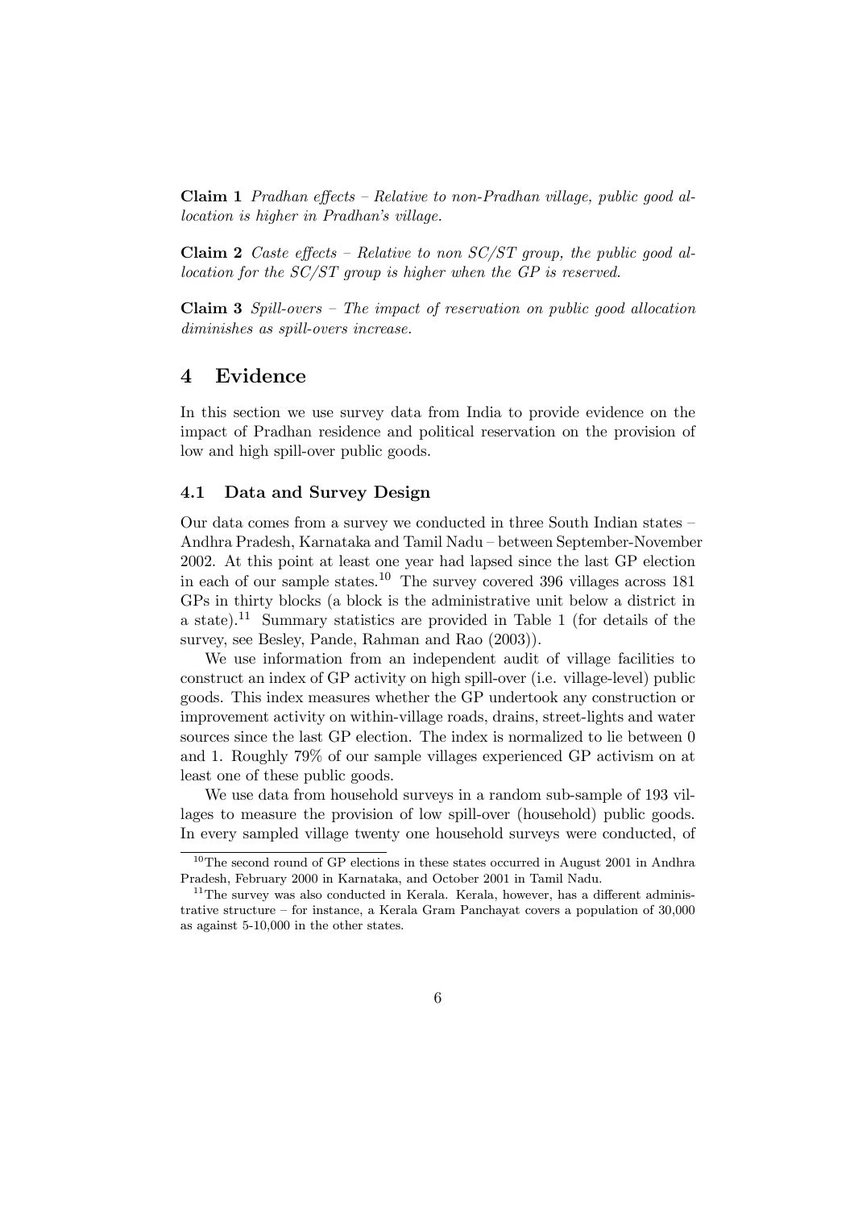**Claim 1** *Pradhan effects – Relative to non-Pradhan village, public good allocation is higher in Pradhan's village.*

**Claim 2** *Caste effects – Relative to non SC/ST group, the public good allocation for the SC/ST group is higher when the GP is reserved.*

**Claim 3** *Spill-overs – The impact of reservation on public good allocation diminishes as spill-overs increase.*

# 4 Evidence

In this section we use survey data from India to provide evidence on the impact of Pradhan residence and political reservation on the provision of low and high spill-over public goods.

## 4.1 Data and Survey Design

Our data comes from a survey we conducted in three South Indian states – Andhra Pradesh, Karnataka and Tamil Nadu – between September-November 2002. At this point at least one year had lapsed since the last GP election in each of our sample states.[10] The survey covered 396 villages across 181 GPs in thirty blocks (a block is the administrative unit below a district in a state).[11] Summary statistics are provided in Table 1 (for details of the survey, see Besley, Pande, Rahman and Rao (2003)).

We use information from an independent audit of village facilities to construct an index of GP activity on high spill-over (i.e. village-level) public goods. This index measures whether the GP undertook any construction or improvement activity on within-village roads, drains, street-lights and water sources since the last GP election. The index is normalized to lie between 0 and 1. Roughly 79% of our sample villages experienced GP activism on at least one of these public goods.

We use data from household surveys in a random sub-sample of 193 villages to measure the provision of low spill-over (household) public goods. In every sampled village twenty one household surveys were conducted, of

[10] The second round of GP elections in these states occurred in August 2001 in Andhra Pradesh, February 2000 in Karnataka, and October 2001 in Tamil Nadu.

[11] The survey was also conducted in Kerala. Kerala, however, has a different administrative structure – for instance, a Kerala Gram Panchayat covers a population of 30,000 as against 5-10,000 in the other states.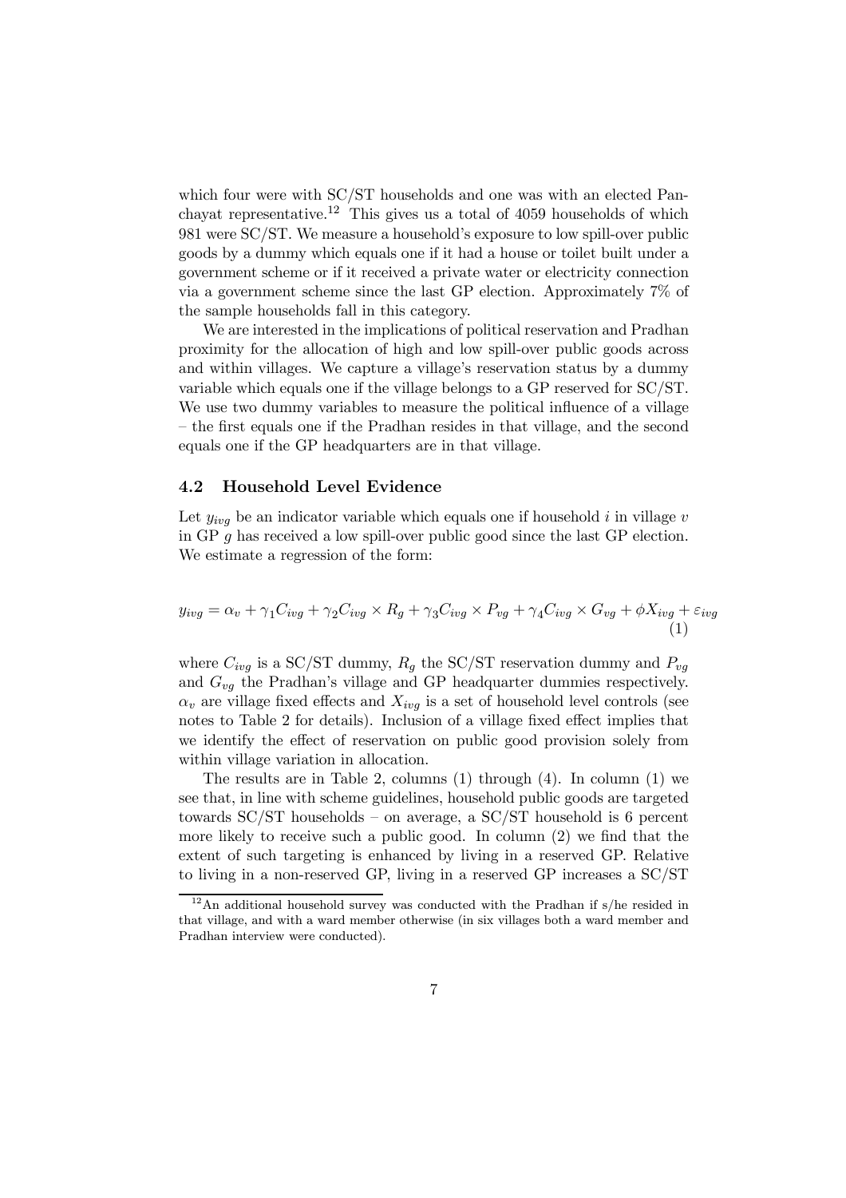which four were with SC/ST households and one was with an elected Panchayat representative.[12] This gives us a total of 4059 households of which 981 were SC/ST. We measure a household's exposure to low spill-over public goods by a dummy which equals one if it had a house or toilet built under a government scheme or if it received a private water or electricity connection via a government scheme since the last GP election. Approximately 7% of the sample households fall in this category.

We are interested in the implications of political reservation and Pradhan proximity for the allocation of high and low spill-over public goods across and within villages. We capture a village's reservation status by a dummy variable which equals one if the village belongs to a GP reserved for SC/ST. We use two dummy variables to measure the political influence of a village – the first equals one if the Pradhan resides in that village, and the second equals one if the GP headquarters are in that village.

### 4.2 Household Level Evidence

Let $y_{ivg}$ be an indicator variable which equals one if household $i$ in village $v$ in GP $g$ has received a low spill-over public good since the last GP election. We estimate a regression of the form:

$$y_{ivg} = \alpha_v + \gamma_1 C_{ivg} + \gamma_2 C_{ivg} \times R_g + \gamma_3 C_{ivg} \times P_{vg} + \gamma_4 C_{ivg} \times G_{vg} + \phi X_{ivg} + \varepsilon_{ivg} \tag{1}$$

where $C_{ivg}$ is a SC/ST dummy, $R_g$ the SC/ST reservation dummy and $P_{vg}$ and $G_{vg}$ the Pradhan's village and GP headquarter dummies respectively. $\alpha_v$ are village fixed effects and $X_{ivg}$ is a set of household level controls (see notes to Table 2 for details). Inclusion of a village fixed effect implies that we identify the effect of reservation on public good provision solely from within village variation in allocation.

The results are in Table 2, columns (1) through (4). In column (1) we see that, in line with scheme guidelines, household public goods are targeted towards SC/ST households – on average, a SC/ST household is 6 percent more likely to receive such a public good. In column (2) we find that the extent of such targeting is enhanced by living in a reserved GP. Relative to living in a non-reserved GP, living in a reserved GP increases a SC/ST

[12] An additional household survey was conducted with the Pradhan if s/he resided in that village, and with a ward member otherwise (in six villages both a ward member and Pradhan interview were conducted).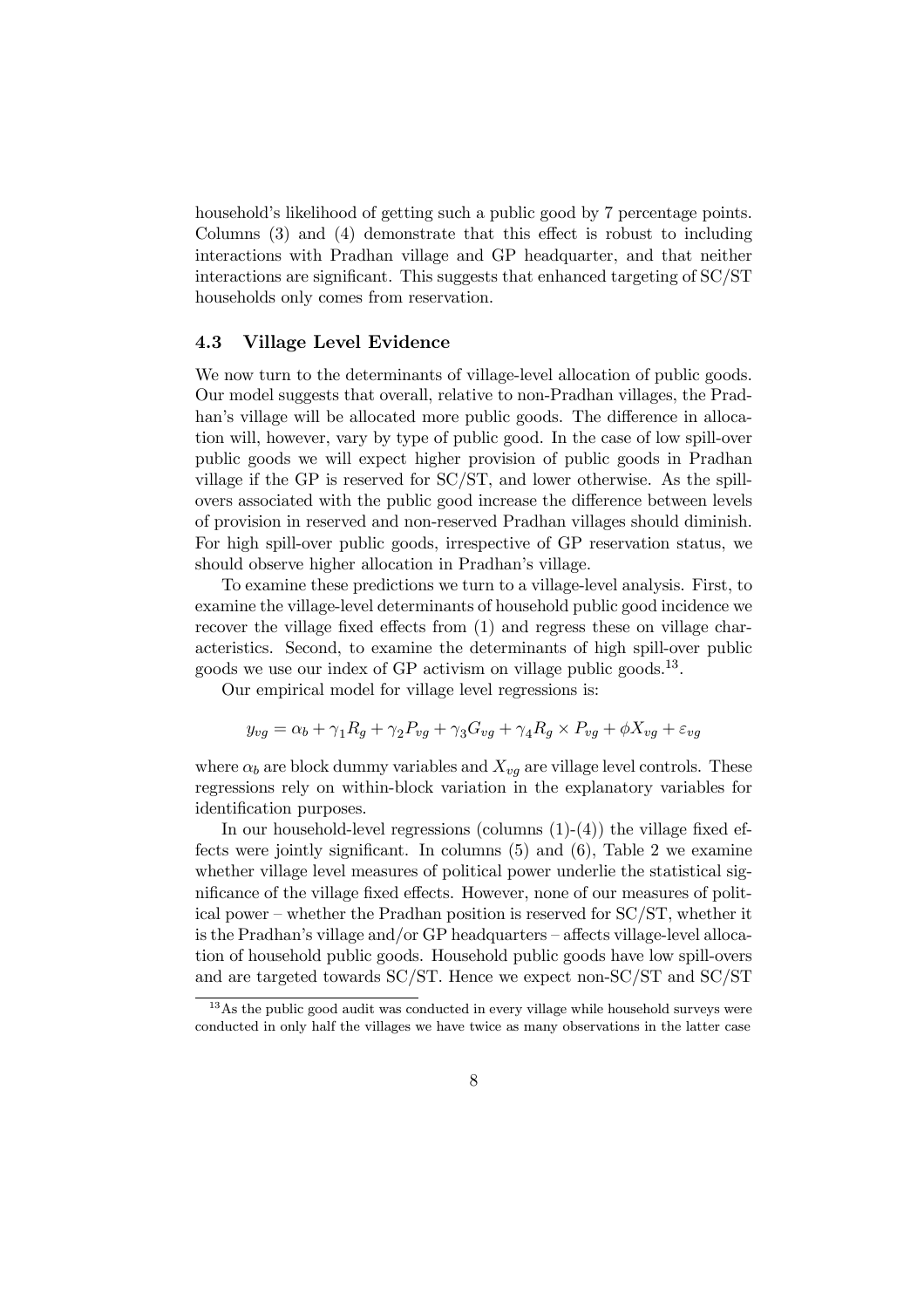household's likelihood of getting such a public good by 7 percentage points. Columns (3) and (4) demonstrate that this effect is robust to including interactions with Pradhan village and GP headquarter, and that neither interactions are significant. This suggests that enhanced targeting of SC/ST households only comes from reservation.

### 4.3 Village Level Evidence

We now turn to the determinants of village-level allocation of public goods. Our model suggests that overall, relative to non-Pradhan villages, the Pradhan's village will be allocated more public goods. The difference in allocation will, however, vary by type of public good. In the case of low spill-over public goods we will expect higher provision of public goods in Pradhan village if the GP is reserved for SC/ST, and lower otherwise. As the spill-overs associated with the public good increase the difference between levels of provision in reserved and non-reserved Pradhan villages should diminish. For high spill-over public goods, irrespective of GP reservation status, we should observe higher allocation in Pradhan's village.

To examine these predictions we turn to a village-level analysis. First, to examine the village-level determinants of household public good incidence we recover the village fixed effects from (1) and regress these on village characteristics. Second, to examine the determinants of high spill-over public goods we use our index of GP activism on village public goods.[13].

Our empirical model for village level regressions is:

$$y_{vg} = \alpha_b + \gamma_1 R_g + \gamma_2 P_{vg} + \gamma_3 G_{vg} + \gamma_4 R_g \times P_{vg} + \phi X_{vg} + \varepsilon_{vg}$$

where $\alpha_b$ are block dummy variables and $X_{vg}$ are village level controls. These regressions rely on within-block variation in the explanatory variables for identification purposes.

In our household-level regressions (columns (1)-(4)) the village fixed effects were jointly significant. In columns (5) and (6), Table 2 we examine whether village level measures of political power underlie the statistical significance of the village fixed effects. However, none of our measures of political power – whether the Pradhan position is reserved for SC/ST, whether it is the Pradhan's village and/or GP headquarters – affects village-level allocation of household public goods. Household public goods have low spill-overs and are targeted towards SC/ST. Hence we expect non-SC/ST and SC/ST

[13] As the public good audit was conducted in every village while household surveys were conducted in only half the villages we have twice as many observations in the latter case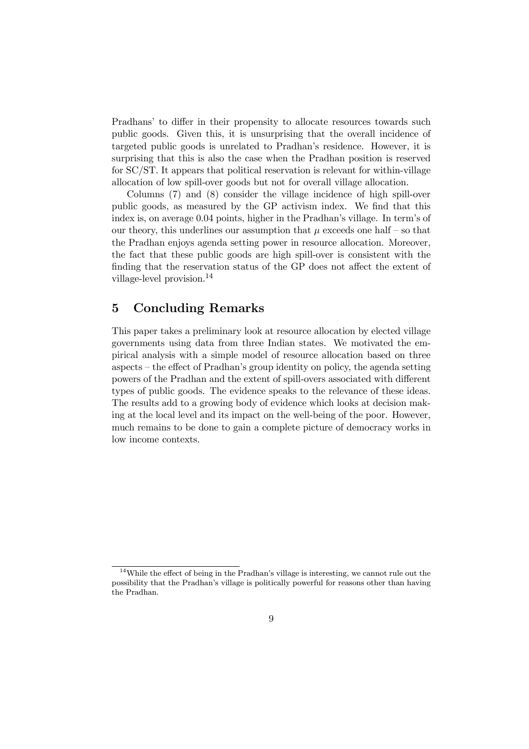Pradhans' to differ in their propensity to allocate resources towards such public goods. Given this, it is unsurprising that the overall incidence of targeted public goods is unrelated to Pradhan's residence. However, it is surprising that this is also the case when the Pradhan position is reserved for SC/ST. It appears that political reservation is relevant for within-village allocation of low spill-over goods but not for overall village allocation.

Columns (7) and (8) consider the village incidence of high spill-over public goods, as measured by the GP activism index. We find that this index is, on average 0.04 points, higher in the Pradhan's village. In term's of our theory, this underlines our assumption that $\mu$ exceeds one half – so that the Pradhan enjoys agenda setting power in resource allocation. Moreover, the fact that these public goods are high spill-over is consistent with the finding that the reservation status of the GP does not affect the extent of village-level provision.[14]

## 5 Concluding Remarks

This paper takes a preliminary look at resource allocation by elected village governments using data from three Indian states. We motivated the empirical analysis with a simple model of resource allocation based on three aspects – the effect of Pradhan's group identity on policy, the agenda setting powers of the Pradhan and the extent of spill-overs associated with different types of public goods. The evidence speaks to the relevance of these ideas. The results add to a growing body of evidence which looks at decision making at the local level and its impact on the well-being of the poor. However, much remains to be done to gain a complete picture of democracy works in low income contexts.

[14] While the effect of being in the Pradhan's village is interesting, we cannot rule out the possibility that the Pradhan's village is politically powerful for reasons other than having the Pradhan.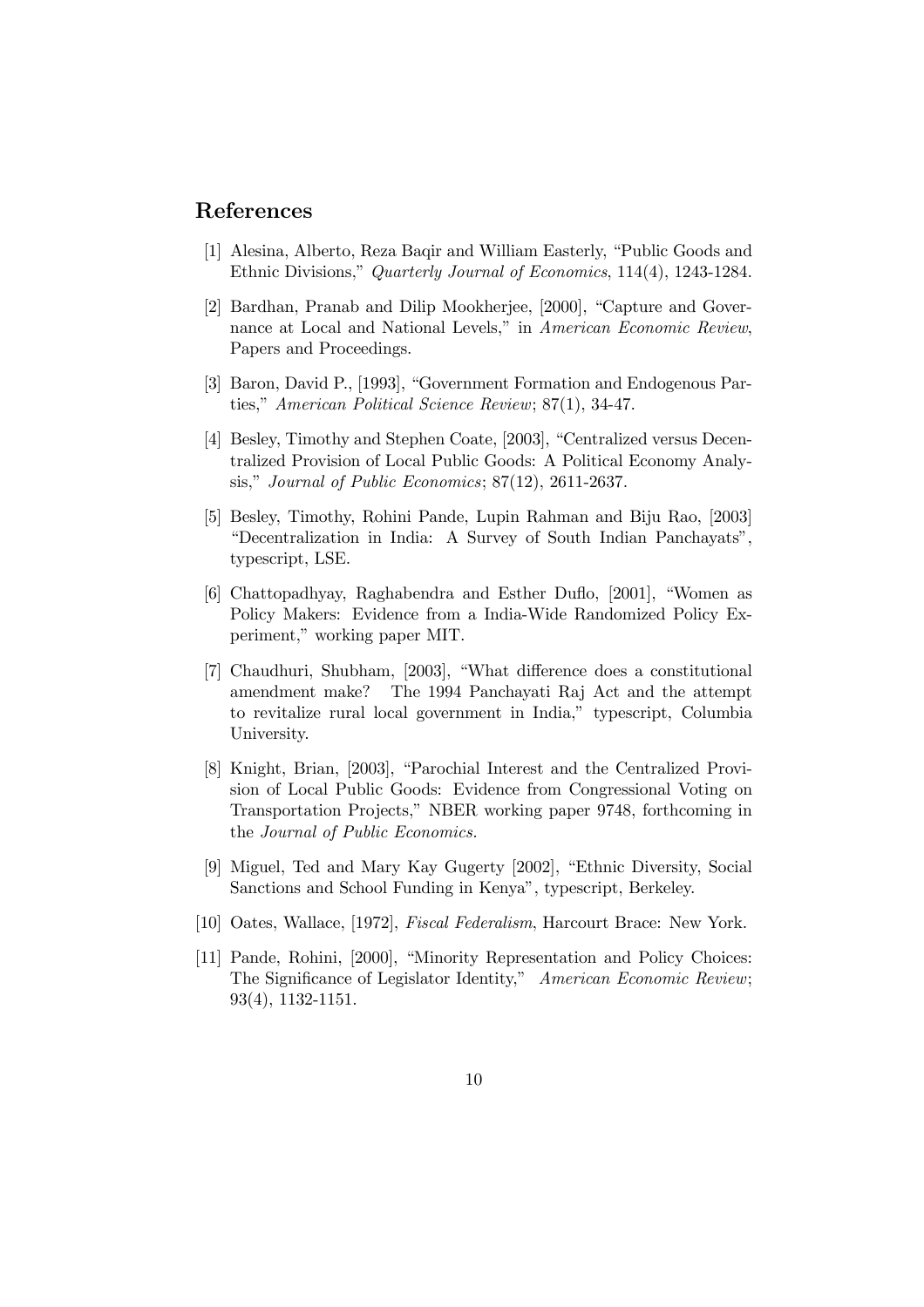## References

[1] Alesina, Alberto, Reza Baqir and William Easterly, "Public Goods and Ethnic Divisions," *Quarterly Journal of Economics*, 114(4), 1243-1284.

[2] Bardhan, Pranab and Dilip Mookherjee, [2000], "Capture and Governance at Local and National Levels," in *American Economic Review*, Papers and Proceedings.

[3] Baron, David P., [1993], "Government Formation and Endogenous Parties," *American Political Science Review*; 87(1), 34-47.

[4] Besley, Timothy and Stephen Coate, [2003], "Centralized versus Decentralized Provision of Local Public Goods: A Political Economy Analysis," *Journal of Public Economics*; 87(12), 2611-2637.

[5] Besley, Timothy, Rohini Pande, Lupin Rahman and Biju Rao, [2003] "Decentralization in India: A Survey of South Indian Panchayats", typescript, LSE.

[6] Chattopadhyay, Raghabendra and Esther Duflo, [2001], "Women as Policy Makers: Evidence from a India-Wide Randomized Policy Experiment," working paper MIT.

[7] Chaudhuri, Shubham, [2003], "What difference does a constitutional amendment make? The 1994 Panchayati Raj Act and the attempt to revitalize rural local government in India," typescript, Columbia University.

[8] Knight, Brian, [2003], "Parochial Interest and the Centralized Provision of Local Public Goods: Evidence from Congressional Voting on Transportation Projects," NBER working paper 9748, forthcoming in the *Journal of Public Economics.*

[9] Miguel, Ted and Mary Kay Gugerty [2002], "Ethnic Diversity, Social Sanctions and School Funding in Kenya", typescript, Berkeley.

[10] Oates, Wallace, [1972], *Fiscal Federalism*, Harcourt Brace: New York.

[11] Pande, Rohini, [2000], "Minority Representation and Policy Choices: The Significance of Legislator Identity," *American Economic Review*; 93(4), 1132-1151.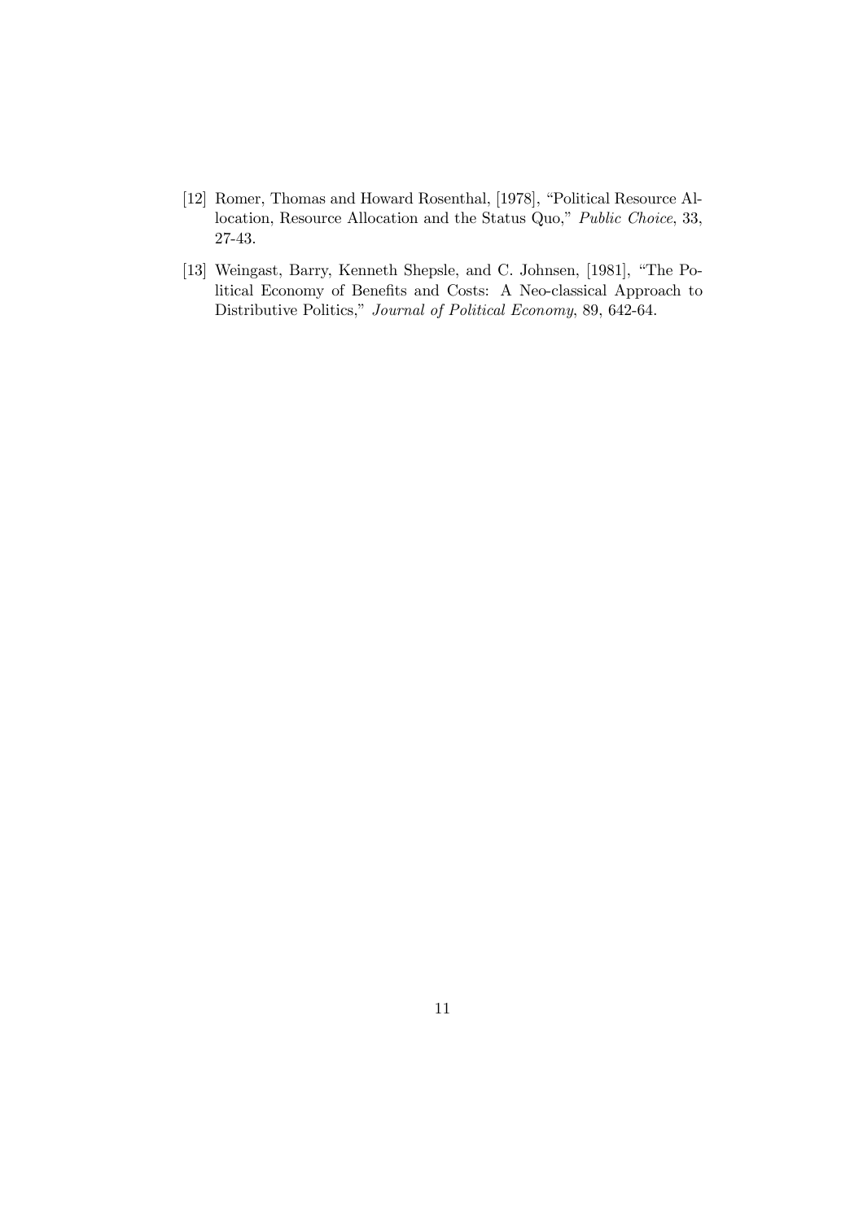[12] Romer, Thomas and Howard Rosenthal, [1978], "Political Resource Allocation, Resource Allocation and the Status Quo," *Public Choice*, 33, 27-43.

[13] Weingast, Barry, Kenneth Shepsle, and C. Johnsen, [1981], "The Political Economy of Benefits and Costs: A Neo-classical Approach to Distributive Politics," *Journal of Political Economy*, 89, 642-64.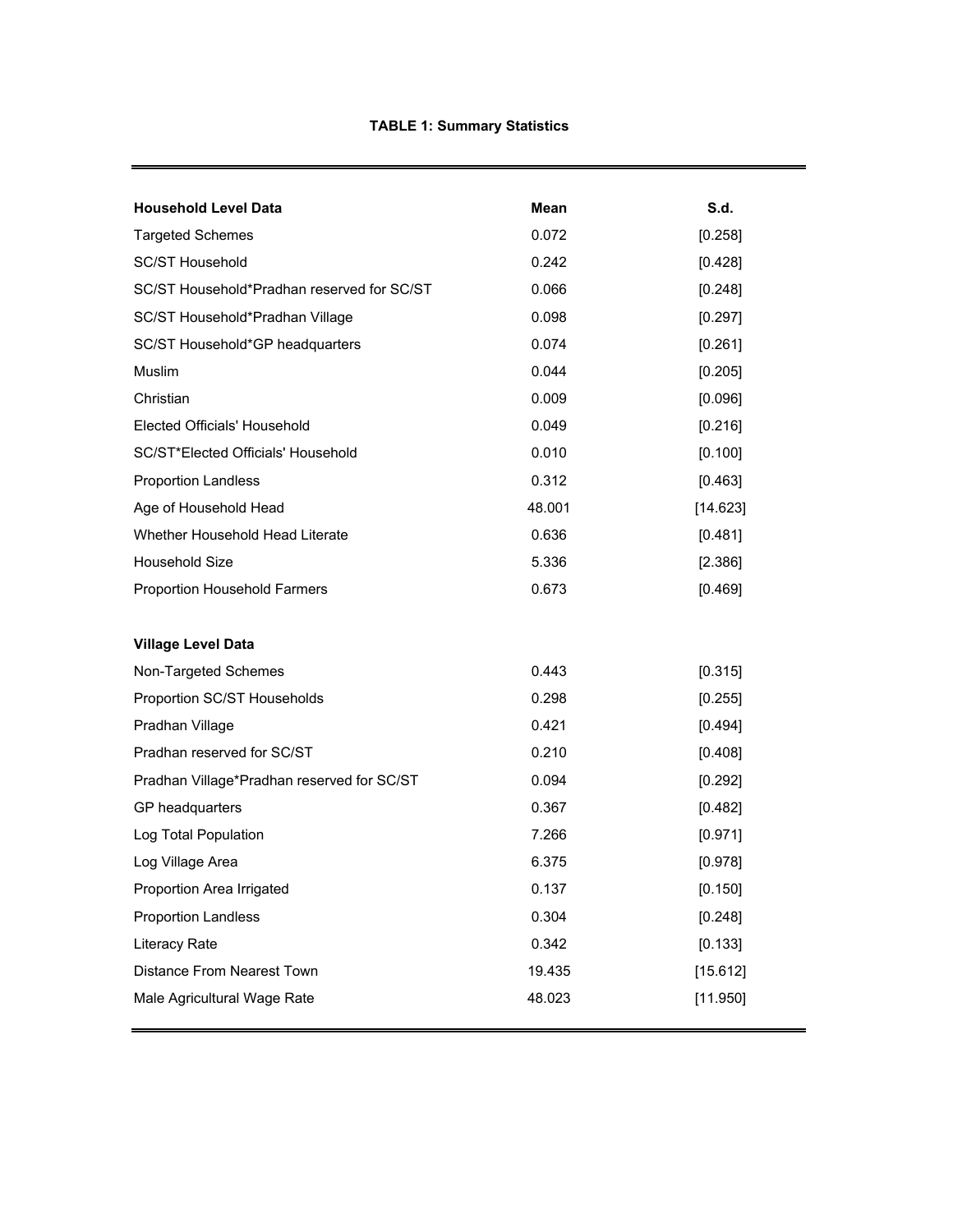**TABLE 1: Summary Statistics**

| Household Level Data | Mean | S.d. |
|---|---|---|
| Targeted Schemes | 0.072 | [0.258] |
| SC/ST Household | 0.242 | [0.428] |
| SC/ST Household*Pradhan reserved for SC/ST | 0.066 | [0.248] |
| SC/ST Household*Pradhan Village | 0.098 | [0.297] |
| SC/ST Household*GP headquarters | 0.074 | [0.261] |
| Muslim | 0.044 | [0.205] |
| Christian | 0.009 | [0.096] |
| Elected Officials' Household | 0.049 | [0.216] |
| SC/ST*Elected Officials' Household | 0.010 | [0.100] |
| Proportion Landless | 0.312 | [0.463] |
| Age of Household Head | 48.001 | [14.623] |
| Whether Household Head Literate | 0.636 | [0.481] |
| Household Size | 5.336 | [2.386] |
| Proportion Household Farmers | 0.673 | [0.469] |
| **Village Level Data** | | |
| Non-Targeted Schemes | 0.443 | [0.315] |
| Proportion SC/ST Households | 0.298 | [0.255] |
| Pradhan Village | 0.421 | [0.494] |
| Pradhan reserved for SC/ST | 0.210 | [0.408] |
| Pradhan Village*Pradhan reserved for SC/ST | 0.094 | [0.292] |
| GP headquarters | 0.367 | [0.482] |
| Log Total Population | 7.266 | [0.971] |
| Log Village Area | 6.375 | [0.978] |
| Proportion Area Irrigated | 0.137 | [0.150] |
| Proportion Landless | 0.304 | [0.248] |
| Literacy Rate | 0.342 | [0.133] |
| Distance From Nearest Town | 19.435 | [15.612] |
| Male Agricultural Wage Rate | 48.023 | [11.950] |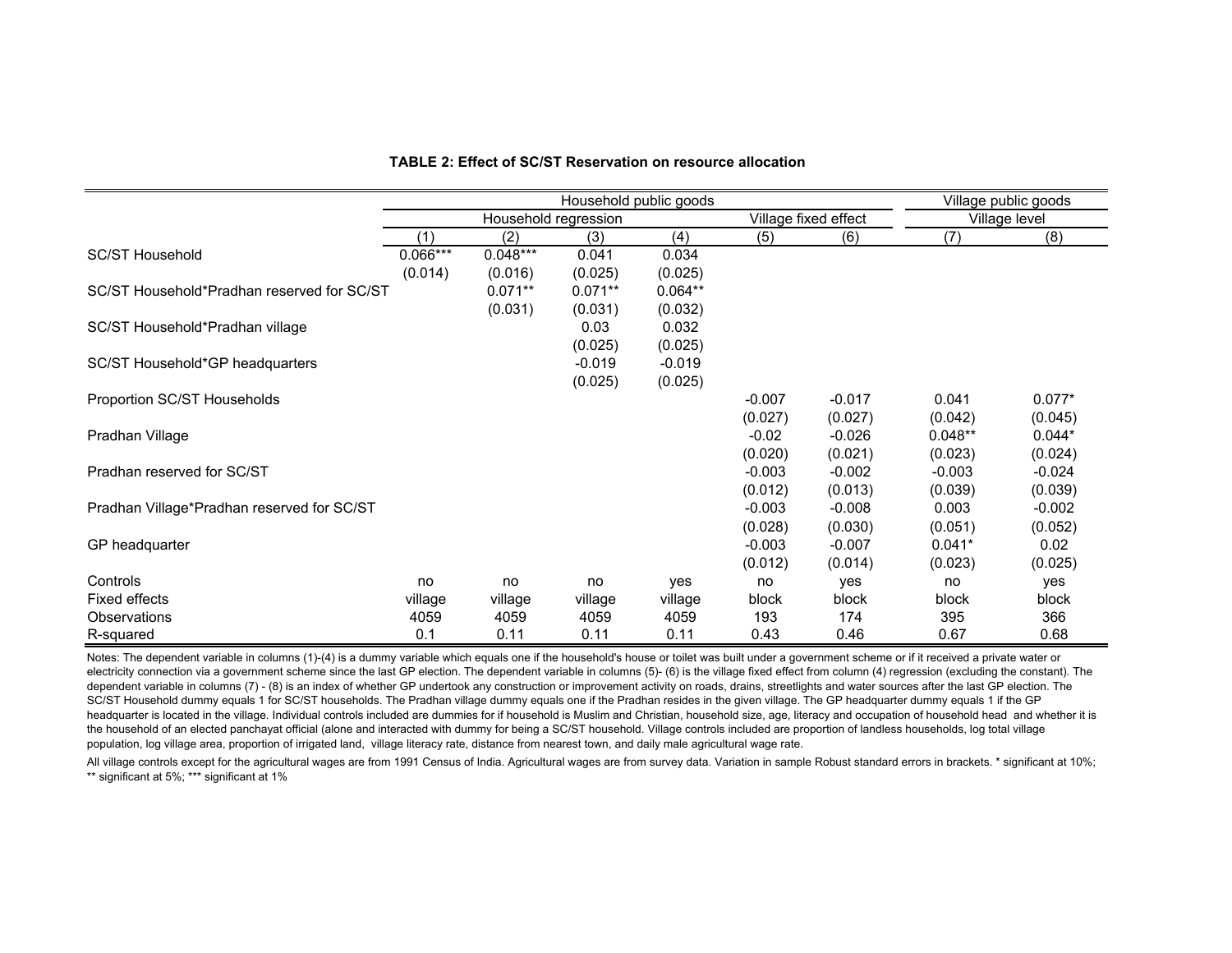**TABLE 2: Effect of SC/ST Reservation on resource allocation**

| | Household public goods | | | | | | Village public goods | |
|---|---|---|---|---|---|---|---|---|
| | Household regression | | | | Village fixed effect | | Village level | |
| | (1) | (2) | (3) | (4) | (5) | (6) | (7) | (8) |
| SC/ST Household | 0.066*** | 0.048*** | 0.041 | 0.034 | | | | |
| | (0.014) | (0.016) | (0.025) | (0.025) | | | | |
| SC/ST Household*Pradhan reserved for SC/ST | | 0.071** | 0.071** | 0.064** | | | | |
| | | (0.031) | (0.031) | (0.032) | | | | |
| SC/ST Household*Pradhan village | | | 0.03 | 0.032 | | | | |
| | | | (0.025) | (0.025) | | | | |
| SC/ST Household*GP headquarters | | | -0.019 | -0.019 | | | | |
| | | | (0.025) | (0.025) | | | | |
| Proportion SC/ST Households | | | | | -0.007 | -0.017 | 0.041 | 0.077* |
| | | | | | (0.027) | (0.027) | (0.042) | (0.045) |
| Pradhan Village | | | | | -0.02 | -0.026 | 0.048** | 0.044* |
| | | | | | (0.020) | (0.021) | (0.023) | (0.024) |
| Pradhan reserved for SC/ST | | | | | -0.003 | -0.002 | -0.003 | -0.024 |
| | | | | | (0.012) | (0.013) | (0.039) | (0.039) |
| Pradhan Village*Pradhan reserved for SC/ST | | | | | -0.003 | -0.008 | 0.003 | -0.002 |
| | | | | | (0.028) | (0.030) | (0.051) | (0.052) |
| GP headquarter | | | | | -0.003 | -0.007 | 0.041* | 0.02 |
| | | | | | (0.012) | (0.014) | (0.023) | (0.025) |
| Controls | no | no | no | yes | no | yes | no | yes |
| Fixed effects | village | village | village | village | block | block | block | block |
| Observations | 4059 | 4059 | 4059 | 4059 | 193 | 174 | 395 | 366 |
| R-squared | 0.1 | 0.11 | 0.11 | 0.11 | 0.43 | 0.46 | 0.67 | 0.68 |

Notes: The dependent variable in columns (1)-(4) is a dummy variable which equals one if the household's house or toilet was built under a government scheme or if it received a private water or electricity connection via a government scheme since the last GP election. The dependent variable in columns (5)- (6) is the village fixed effect from column (4) regression (excluding the constant). The dependent variable in columns (7) - (8) is an index of whether GP undertook any construction or improvement activity on roads, drains, streetlights and water sources after the last GP election. The SC/ST Household dummy equals 1 for SC/ST households. The Pradhan village dummy equals one if the Pradhan resides in the given village. The GP headquarter dummy equals 1 if the GP headquarter is located in the village. Individual controls included are dummies for if household is Muslim and Christian, household size, age, literacy and occupation of household head and whether it is the household of an elected panchayat official (alone and interacted with dummy for being a SC/ST household. Village controls included are proportion of landless households, log total village population, log village area, proportion of irrigated land, village literacy rate, distance from nearest town, and daily male agricultural wage rate.

All village controls except for the agricultural wages are from 1991 Census of India. Agricultural wages are from survey data. Variation in sample Robust standard errors in brackets. * significant at 10%; ** significant at 5%; *** significant at 1%